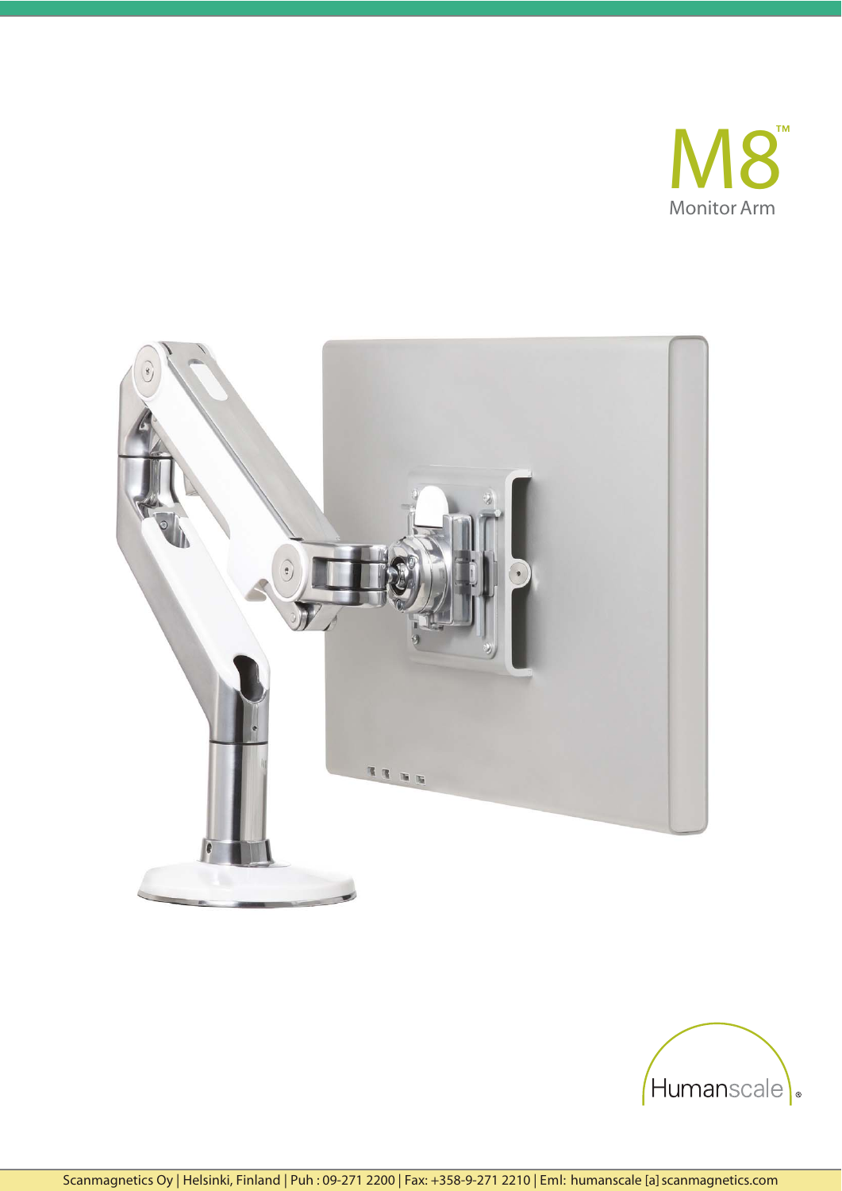# M8™

Monitor Arm

Humanscale®

Scanmagnetics Oy | Helsinki, Finland | Puh : 09-271 2200 | Fax: +358-9-271 2210 | Eml: humanscale [a] scanmagnetics.com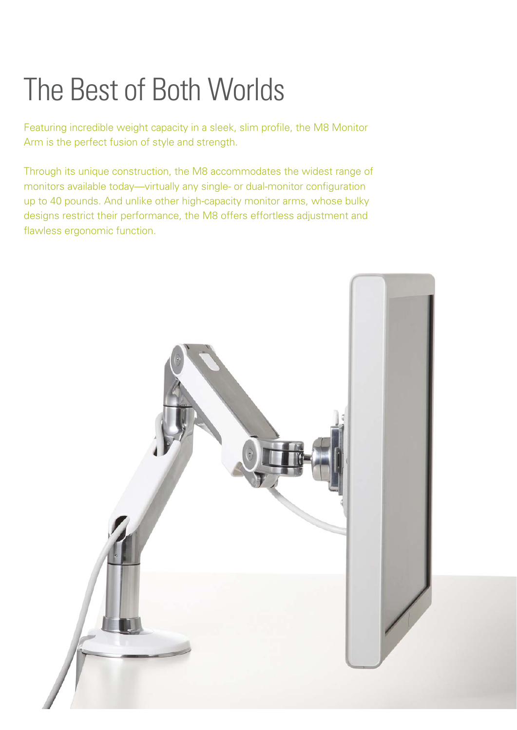# The Best of Both Worlds

Featuring incredible weight capacity in a sleek, slim profile, the M8 Monitor Arm is the perfect fusion of style and strength.

Through its unique construction, the M8 accommodates the widest range of monitors available today—virtually any single- or dual-monitor configuration up to 40 pounds. And unlike other high-capacity monitor arms, whose bulky designs restrict their performance, the M8 offers effortless adjustment and flawless ergonomic function.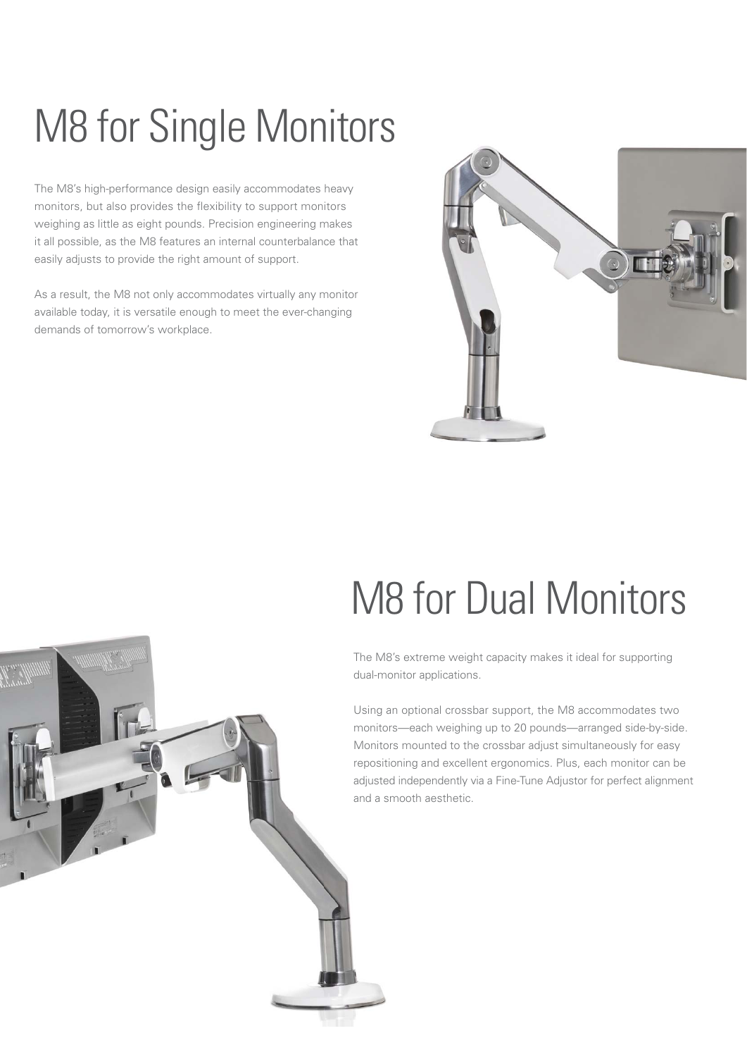# M8 for Single Monitors

The M8's high-performance design easily accommodates heavy monitors, but also provides the flexibility to support monitors weighing as little as eight pounds. Precision engineering makes it all possible, as the M8 features an internal counterbalance that easily adjusts to provide the right amount of support.

As a result, the M8 not only accommodates virtually any monitor available today, it is versatile enough to meet the ever-changing demands of tomorrow's workplace.

# M8 for Dual Monitors

The M8's extreme weight capacity makes it ideal for supporting dual-monitor applications.

Using an optional crossbar support, the M8 accommodates two monitors—each weighing up to 20 pounds—arranged side-by-side. Monitors mounted to the crossbar adjust simultaneously for easy repositioning and excellent ergonomics. Plus, each monitor can be adjusted independently via a Fine-Tune Adjustor for perfect alignment and a smooth aesthetic.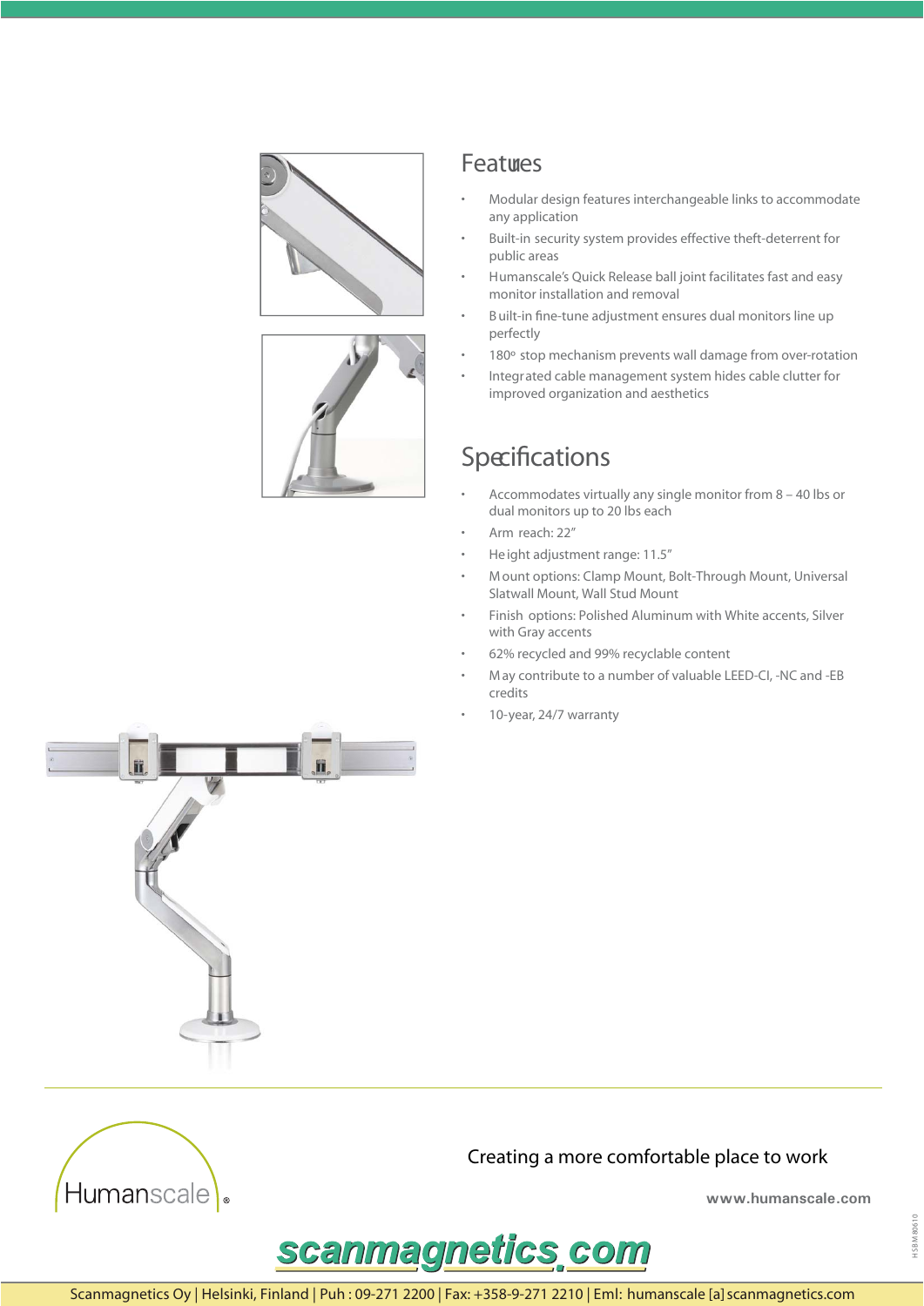## Features

- Modular design features interchangeable links to accommodate any application
- Built-in security system provides effective theft-deterrent for public areas
- Humanscale's Quick Release ball joint facilitates fast and easy monitor installation and removal
- Built-in fine-tune adjustment ensures dual monitors line up perfectly
- 180º stop mechanism prevents wall damage from over-rotation
- Integrated cable management system hides cable clutter for improved organization and aesthetics

## Specifications

- Accommodates virtually any single monitor from 8 – 40 lbs or dual monitors up to 20 lbs each
- Arm reach: 22"
- Height adjustment range: 11.5"
- Mount options: Clamp Mount, Bolt-Through Mount, Universal Slatwall Mount, Wall Stud Mount
- Finish options: Polished Aluminum with White accents, Silver with Gray accents
- 62% recycled and 99% recyclable content
- May contribute to a number of valuable LEED-CI, -NC and -EB credits
- 10-year, 24/7 warranty

Humanscale®

Creating a more comfortable place to work

www.humanscale.com

HSBM0610

scanmagnetics.com

Scanmagnetics Oy | Helsinki, Finland | Puh : 09-271 2200 | Fax: +358-9-271 2210 | Eml: humanscale [a] scanmagnetics.com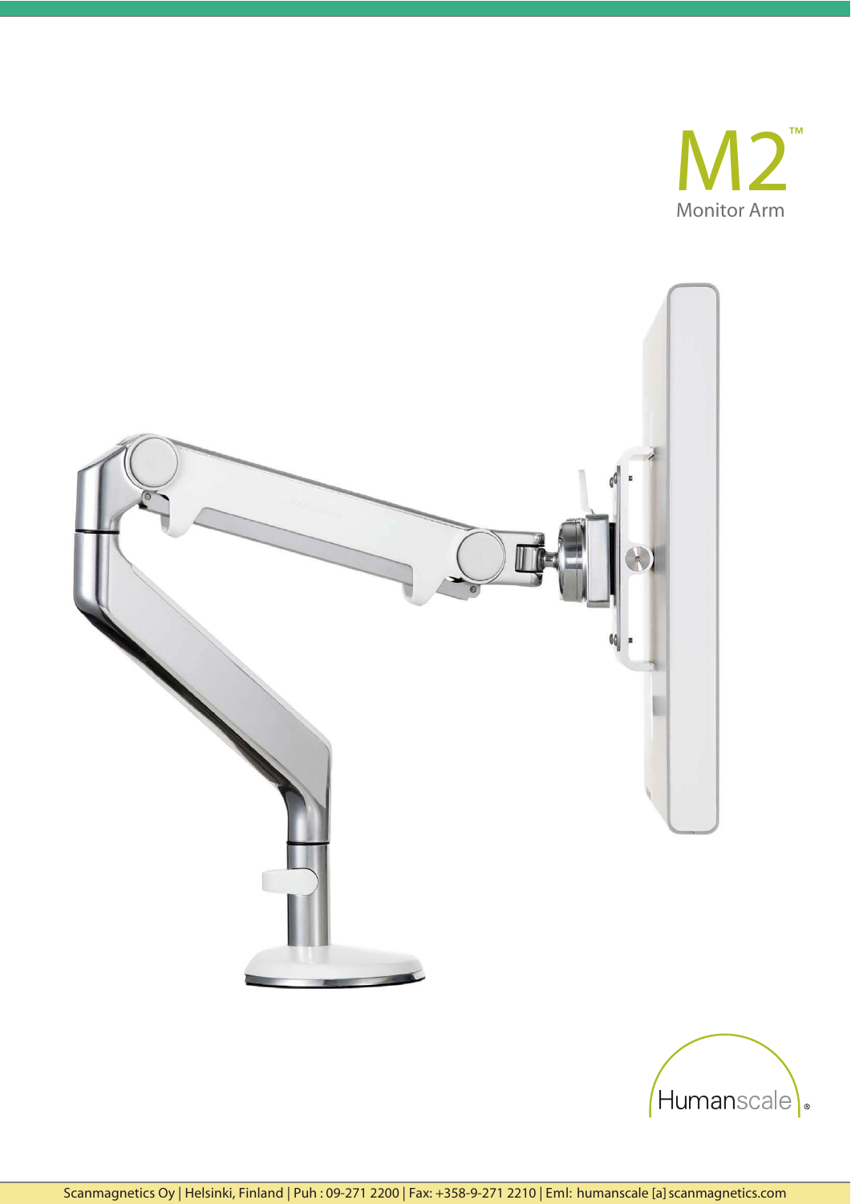# M2™

Monitor Arm

Humanscale®

Scanmagnetics Oy | Helsinki, Finland | Puh : 09-271 2200 | Fax: +358-9-271 2210 | Eml: humanscale [a] scanmagnetics.com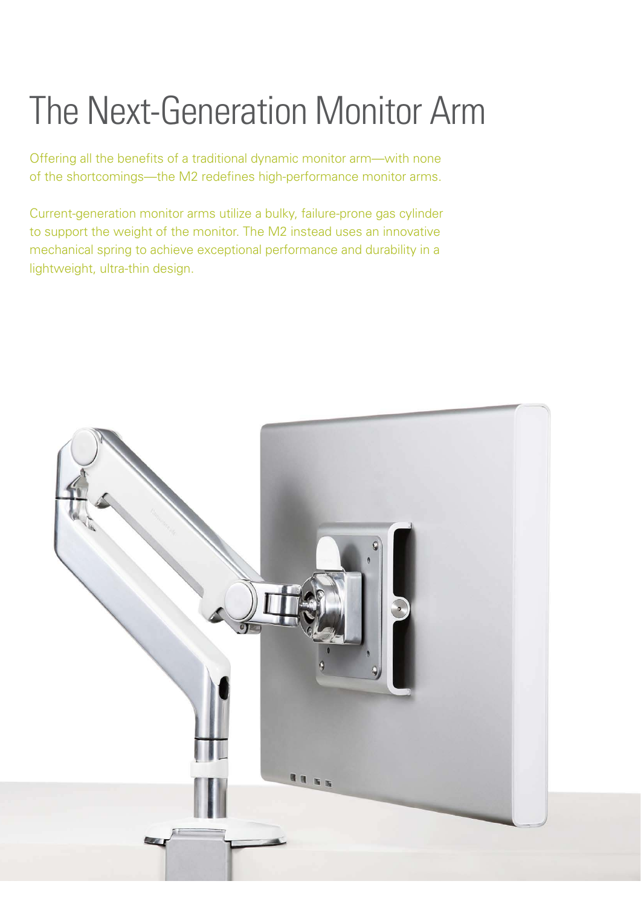# The Next-Generation Monitor Arm

Offering all the benefits of a traditional dynamic monitor arm—with none of the shortcomings—the M2 redefines high-performance monitor arms.

Current-generation monitor arms utilize a bulky, failure-prone gas cylinder to support the weight of the monitor. The M2 instead uses an innovative mechanical spring to achieve exceptional performance and durability in a lightweight, ultra-thin design.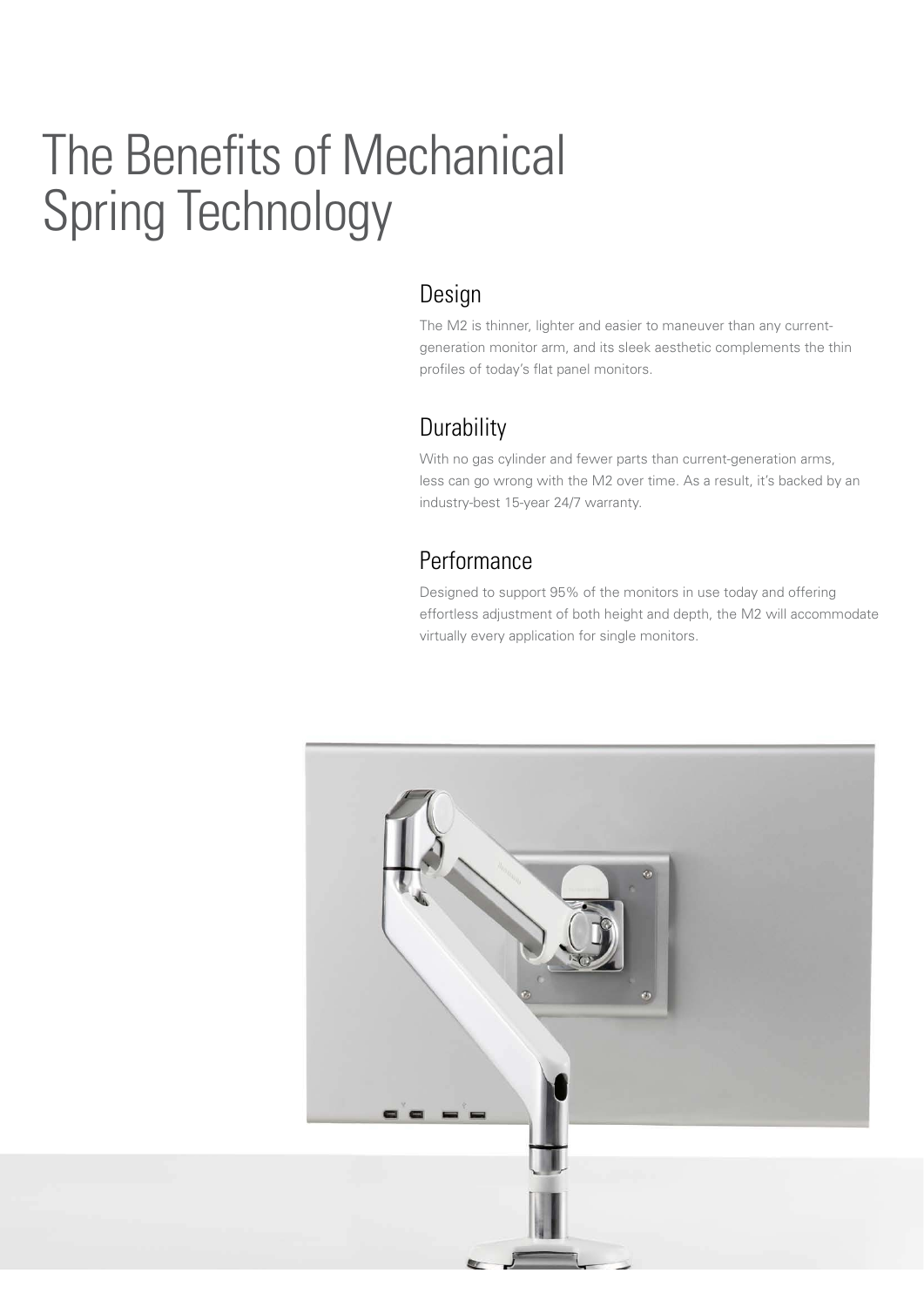# The Benefits of Mechanical Spring Technology

## Design

The M2 is thinner, lighter and easier to maneuver than any current-generation monitor arm, and its sleek aesthetic complements the thin profiles of today's flat panel monitors.

## Durability

With no gas cylinder and fewer parts than current-generation arms, less can go wrong with the M2 over time. As a result, it's backed by an industry-best 15-year 24/7 warranty.

## Performance

Designed to support 95% of the monitors in use today and offering effortless adjustment of both height and depth, the M2 will accommodate virtually every application for single monitors.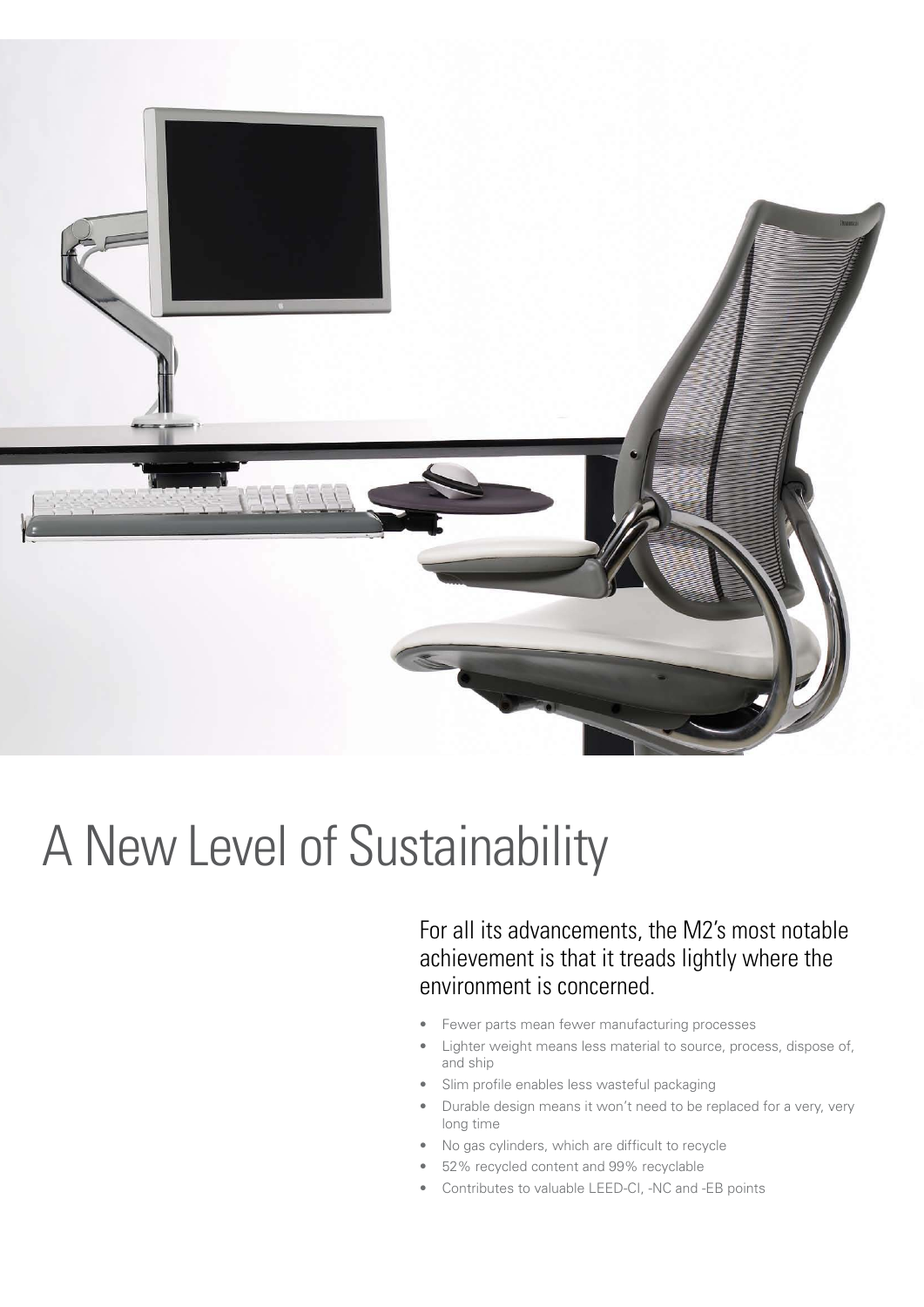# A New Level of Sustainability

For all its advancements, the M2's most notable achievement is that it treads lightly where the environment is concerned.

- Fewer parts mean fewer manufacturing processes
- Lighter weight means less material to source, process, dispose of, and ship
- Slim profile enables less wasteful packaging
- Durable design means it won't need to be replaced for a very, very long time
- No gas cylinders, which are difficult to recycle
- 52% recycled content and 99% recyclable
- Contributes to valuable LEED-CI, -NC and -EB points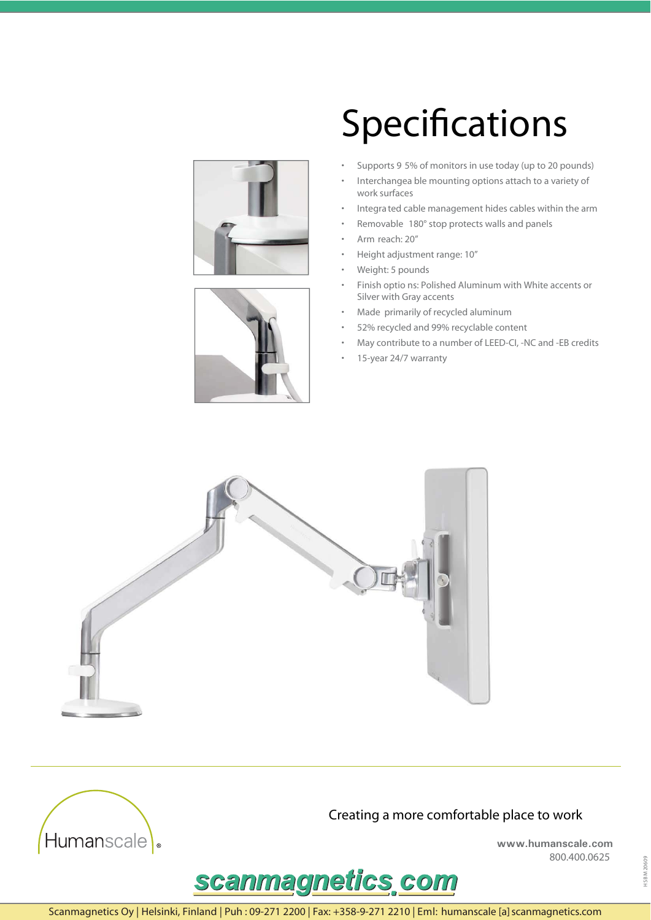# Specifications

- Supports 9 5% of monitors in use today (up to 20 pounds)
- Interchangea ble mounting options attach to a variety of work surfaces
- Integra ted cable management hides cables within the arm
- Removable 180° stop protects walls and panels
- Arm reach: 20″
- Height adjustment range: 10″
- Weight: 5 pounds
- Finish optio ns: Polished Aluminum with White accents or Silver with Gray accents
- Made primarily of recycled aluminum
- 52% recycled and 99% recyclable content
- May contribute to a number of LEED-CI, -NC and -EB credits
- 15-year 24/7 warranty

Humanscale®

Creating a more comfortable place to work

www.humanscale.com
800.400.0625

HSBM 20609

scanmagnetics.com

Scanmagnetics Oy | Helsinki, Finland | Puh : 09-271 2200 | Fax: +358-9-271 2210 | Eml: humanscale [a] scanmagnetics.com